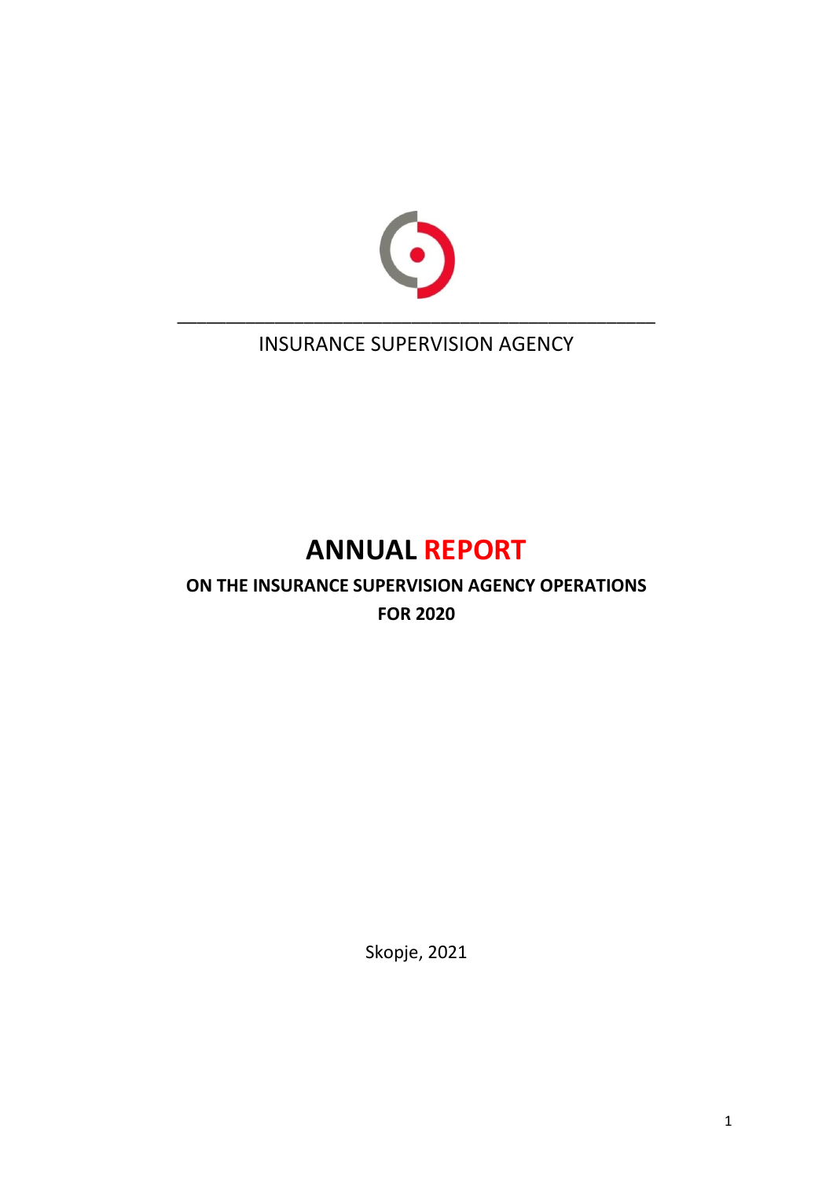INSURANCE SUPERVISION AGENCY

# ANNUAL REPORT

## ON THE INSURANCE SUPERVISION AGENCY OPERATIONS FOR 2020

Skopje, 2021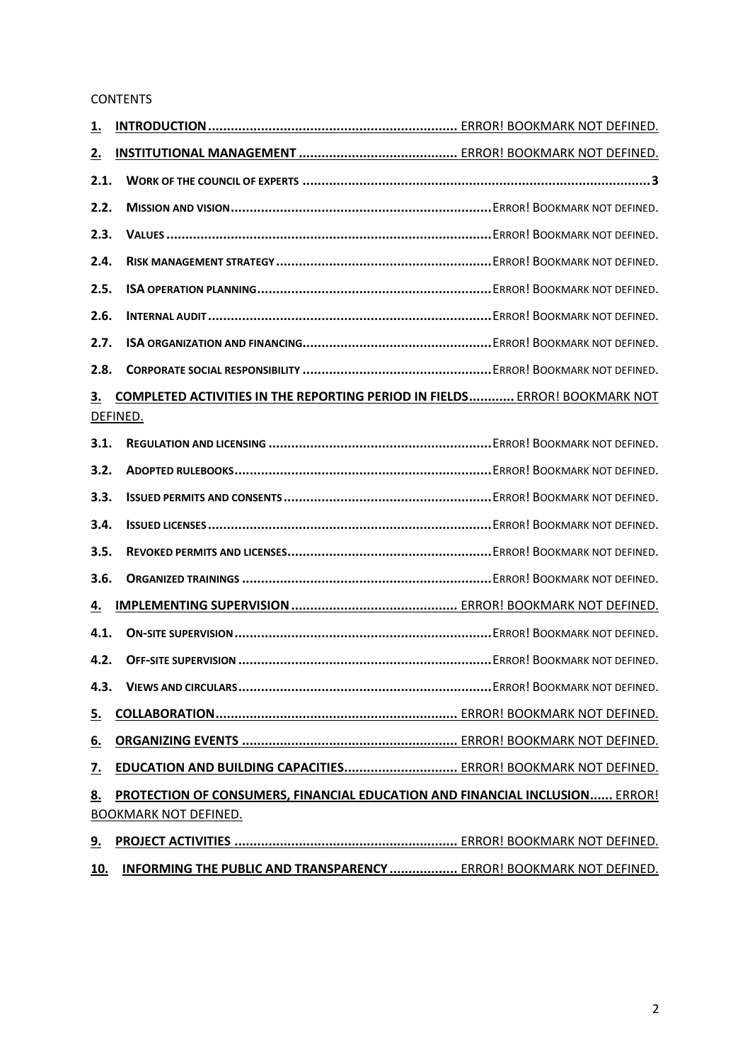CONTENTS

1. **INTRODUCTION** ................................................................. ERROR! BOOKMARK NOT DEFINED.
2. **INSTITUTIONAL MANAGEMENT** .......................................... ERROR! BOOKMARK NOT DEFINED.

2.1. **WORK OF THE COUNCIL OF EXPERTS** ........................................................................................... 3

2.2. **MISSION AND VISION** .................................................................... ERROR! BOOKMARK NOT DEFINED.

2.3. **VALUES** ........................................................................................ ERROR! BOOKMARK NOT DEFINED.

2.4. **RISK MANAGEMENT STRATEGY** ......................................................... ERROR! BOOKMARK NOT DEFINED.

2.5. **ISA OPERATION PLANNING** ............................................................. ERROR! BOOKMARK NOT DEFINED.

2.6. **INTERNAL AUDIT** .......................................................................... ERROR! BOOKMARK NOT DEFINED.

2.7. **ISA ORGANIZATION AND FINANCING** .................................................. ERROR! BOOKMARK NOT DEFINED.

2.8. **CORPORATE SOCIAL RESPONSIBILITY** .................................................. ERROR! BOOKMARK NOT DEFINED.

3. **COMPLETED ACTIVITIES IN THE REPORTING PERIOD IN FIELDS** ............ ERROR! BOOKMARK NOT DEFINED.

3.1. **REGULATION AND LICENSING** ........................................................... ERROR! BOOKMARK NOT DEFINED.

3.2. **ADOPTED RULEBOOKS** .................................................................... ERROR! BOOKMARK NOT DEFINED.

3.3. **ISSUED PERMITS AND CONSENTS** ...................................................... ERROR! BOOKMARK NOT DEFINED.

3.4. **ISSUED LICENSES** .......................................................................... ERROR! BOOKMARK NOT DEFINED.

3.5. **REVOKED PERMITS AND LICENSES** ..................................................... ERROR! BOOKMARK NOT DEFINED.

3.6. **ORGANIZED TRAININGS** .................................................................. ERROR! BOOKMARK NOT DEFINED.

4. **IMPLEMENTING SUPERVISION** ............................................ ERROR! BOOKMARK NOT DEFINED.

4.1. **ON-SITE SUPERVISION** .................................................................... ERROR! BOOKMARK NOT DEFINED.

4.2. **OFF-SITE SUPERVISION** ................................................................... ERROR! BOOKMARK NOT DEFINED.

4.3. **VIEWS AND CIRCULARS** ................................................................... ERROR! BOOKMARK NOT DEFINED.

5. **COLLABORATION** ................................................................ ERROR! BOOKMARK NOT DEFINED.
6. **ORGANIZING EVENTS** ......................................................... ERROR! BOOKMARK NOT DEFINED.
7. **EDUCATION AND BUILDING CAPACITIES** ............................. ERROR! BOOKMARK NOT DEFINED.
8. **PROTECTION OF CONSUMERS, FINANCIAL EDUCATION AND FINANCIAL INCLUSION** ...... ERROR! BOOKMARK NOT DEFINED.
9. **PROJECT ACTIVITIES** ........................................................... ERROR! BOOKMARK NOT DEFINED.
10. **INFORMING THE PUBLIC AND TRANSPARENCY** .................. ERROR! BOOKMARK NOT DEFINED.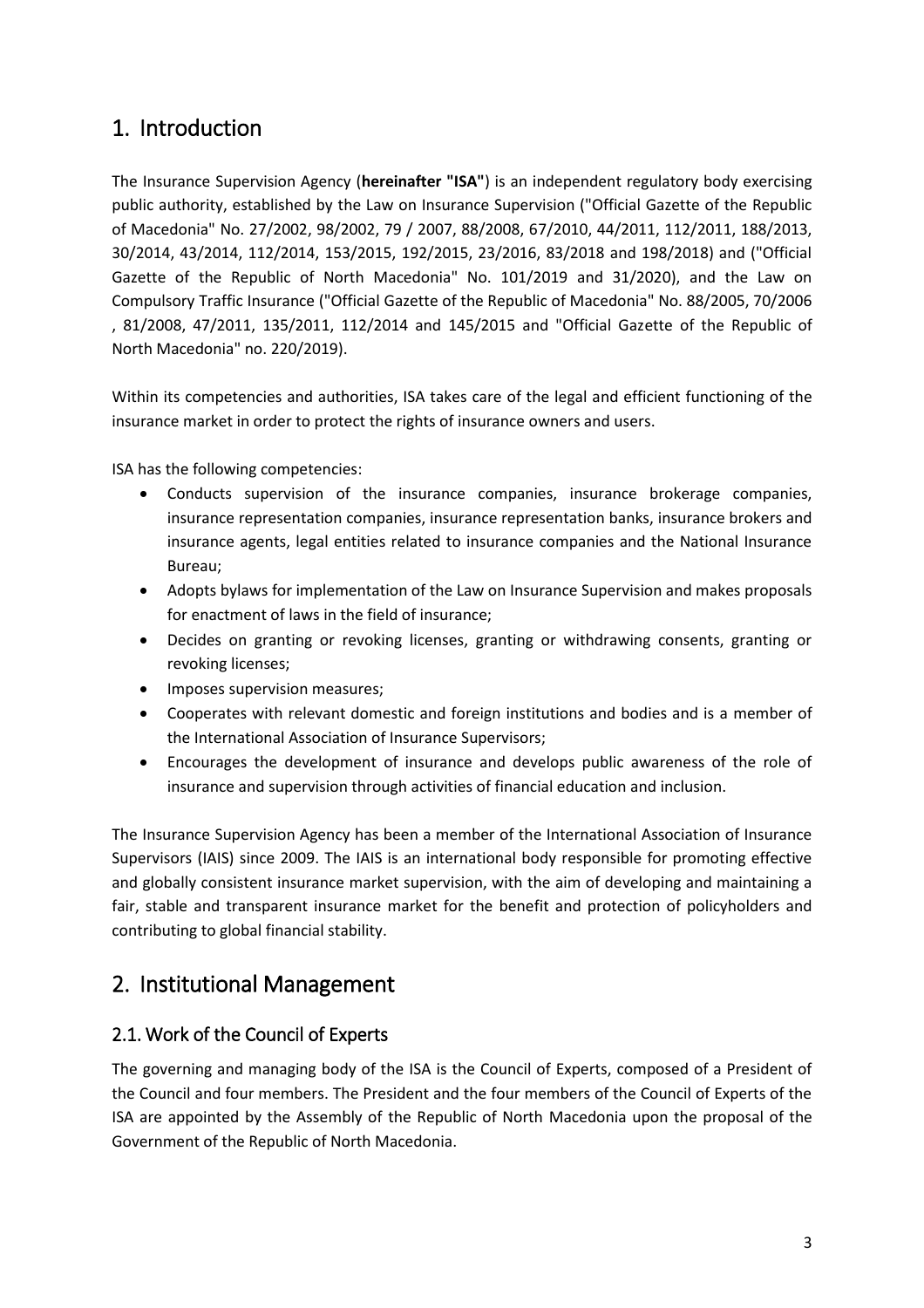# 1. Introduction

The Insurance Supervision Agency (**hereinafter "ISA"**) is an independent regulatory body exercising public authority, established by the Law on Insurance Supervision ("Official Gazette of the Republic of Macedonia" No. 27/2002, 98/2002, 79 / 2007, 88/2008, 67/2010, 44/2011, 112/2011, 188/2013, 30/2014, 43/2014, 112/2014, 153/2015, 192/2015, 23/2016, 83/2018 and 198/2018) and ("Official Gazette of the Republic of North Macedonia" No. 101/2019 and 31/2020), and the Law on Compulsory Traffic Insurance ("Official Gazette of the Republic of Macedonia" No. 88/2005, 70/2006 , 81/2008, 47/2011, 135/2011, 112/2014 and 145/2015 and "Official Gazette of the Republic of North Macedonia" no. 220/2019).

Within its competencies and authorities, ISA takes care of the legal and efficient functioning of the insurance market in order to protect the rights of insurance owners and users.

ISA has the following competencies:

- Conducts supervision of the insurance companies, insurance brokerage companies, insurance representation companies, insurance representation banks, insurance brokers and insurance agents, legal entities related to insurance companies and the National Insurance Bureau;
- Adopts bylaws for implementation of the Law on Insurance Supervision and makes proposals for enactment of laws in the field of insurance;
- Decides on granting or revoking licenses, granting or withdrawing consents, granting or revoking licenses;
- Imposes supervision measures;
- Cooperates with relevant domestic and foreign institutions and bodies and is a member of the International Association of Insurance Supervisors;
- Encourages the development of insurance and develops public awareness of the role of insurance and supervision through activities of financial education and inclusion.

The Insurance Supervision Agency has been a member of the International Association of Insurance Supervisors (IAIS) since 2009. The IAIS is an international body responsible for promoting effective and globally consistent insurance market supervision, with the aim of developing and maintaining a fair, stable and transparent insurance market for the benefit and protection of policyholders and contributing to global financial stability.

# 2. Institutional Management

## 2.1. Work of the Council of Experts

The governing and managing body of the ISA is the Council of Experts, composed of a President of the Council and four members. The President and the four members of the Council of Experts of the ISA are appointed by the Assembly of the Republic of North Macedonia upon the proposal of the Government of the Republic of North Macedonia.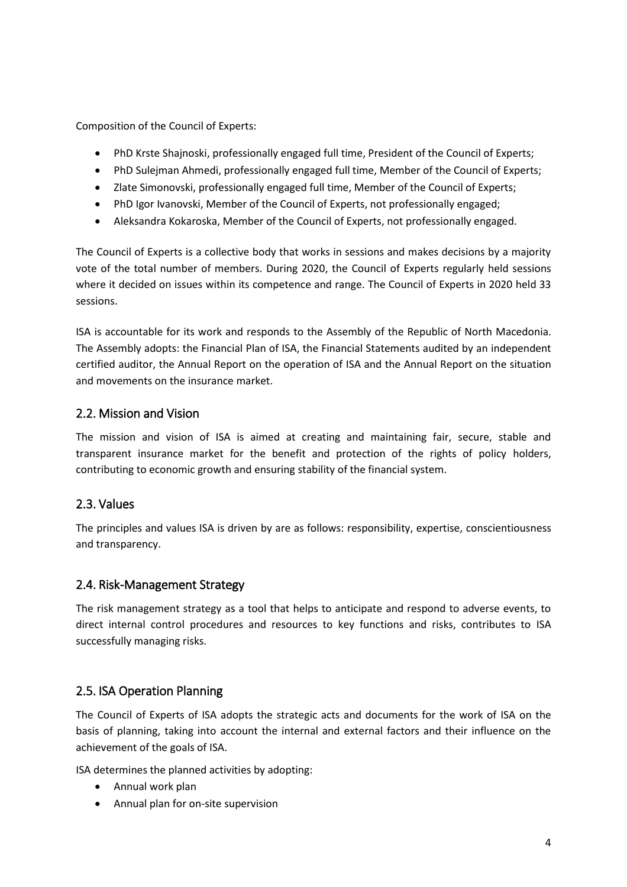Composition of the Council of Experts:

- PhD Krste Shajnoski, professionally engaged full time, President of the Council of Experts;
- PhD Sulejman Ahmedi, professionally engaged full time, Member of the Council of Experts;
- Zlate Simonovski, professionally engaged full time, Member of the Council of Experts;
- PhD Igor Ivanovski, Member of the Council of Experts, not professionally engaged;
- Aleksandra Kokaroska, Member of the Council of Experts, not professionally engaged.

The Council of Experts is a collective body that works in sessions and makes decisions by a majority vote of the total number of members. During 2020, the Council of Experts regularly held sessions where it decided on issues within its competence and range. The Council of Experts in 2020 held 33 sessions.

ISA is accountable for its work and responds to the Assembly of the Republic of North Macedonia. The Assembly adopts: the Financial Plan of ISA, the Financial Statements audited by an independent certified auditor, the Annual Report on the operation of ISA and the Annual Report on the situation and movements on the insurance market.

## 2.2. Mission and Vision

The mission and vision of ISA is aimed at creating and maintaining fair, secure, stable and transparent insurance market for the benefit and protection of the rights of policy holders, contributing to economic growth and ensuring stability of the financial system.

## 2.3. Values

The principles and values ISA is driven by are as follows: responsibility, expertise, conscientiousness and transparency.

## 2.4. Risk-Management Strategy

The risk management strategy as a tool that helps to anticipate and respond to adverse events, to direct internal control procedures and resources to key functions and risks, contributes to ISA successfully managing risks.

## 2.5. ISA Operation Planning

The Council of Experts of ISA adopts the strategic acts and documents for the work of ISA on the basis of planning, taking into account the internal and external factors and their influence on the achievement of the goals of ISA.

ISA determines the planned activities by adopting:

- Annual work plan
- Annual plan for on-site supervision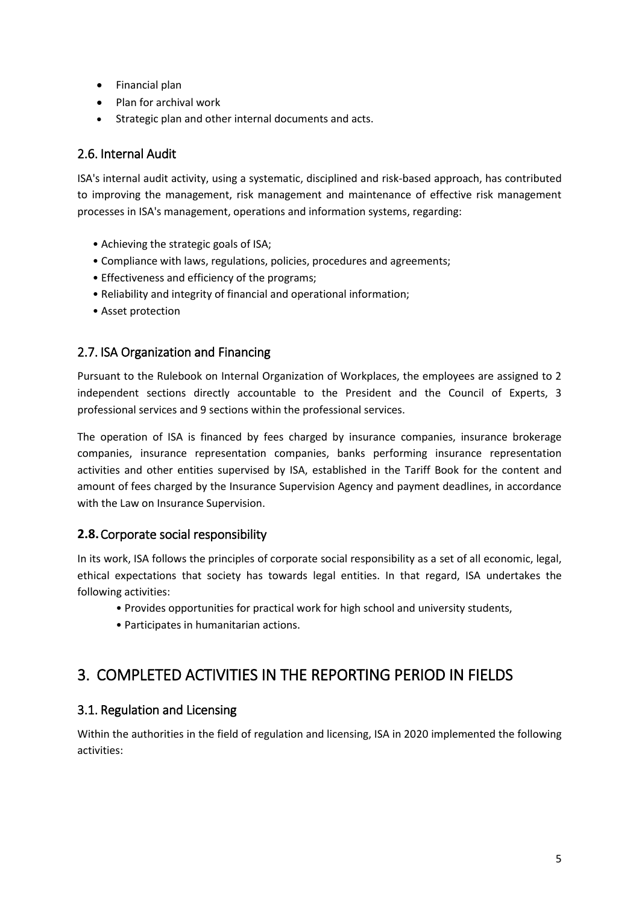- Financial plan
- Plan for archival work
- Strategic plan and other internal documents and acts.

### 2.6. Internal Audit

ISA's internal audit activity, using a systematic, disciplined and risk-based approach, has contributed to improving the management, risk management and maintenance of effective risk management processes in ISA's management, operations and information systems, regarding:

- Achieving the strategic goals of ISA;
- Compliance with laws, regulations, policies, procedures and agreements;
- Effectiveness and efficiency of the programs;
- Reliability and integrity of financial and operational information;
- Asset protection

### 2.7. ISA Organization and Financing

Pursuant to the Rulebook on Internal Organization of Workplaces, the employees are assigned to 2 independent sections directly accountable to the President and the Council of Experts, 3 professional services and 9 sections within the professional services.

The operation of ISA is financed by fees charged by insurance companies, insurance brokerage companies, insurance representation companies, banks performing insurance representation activities and other entities supervised by ISA, established in the Tariff Book for the content and amount of fees charged by the Insurance Supervision Agency and payment deadlines, in accordance with the Law on Insurance Supervision.

### 2.8. Corporate social responsibility

In its work, ISA follows the principles of corporate social responsibility as a set of all economic, legal, ethical expectations that society has towards legal entities. In that regard, ISA undertakes the following activities:

- Provides opportunities for practical work for high school and university students,
- Participates in humanitarian actions.

## 3. COMPLETED ACTIVITIES IN THE REPORTING PERIOD IN FIELDS

### 3.1. Regulation and Licensing

Within the authorities in the field of regulation and licensing, ISA in 2020 implemented the following activities: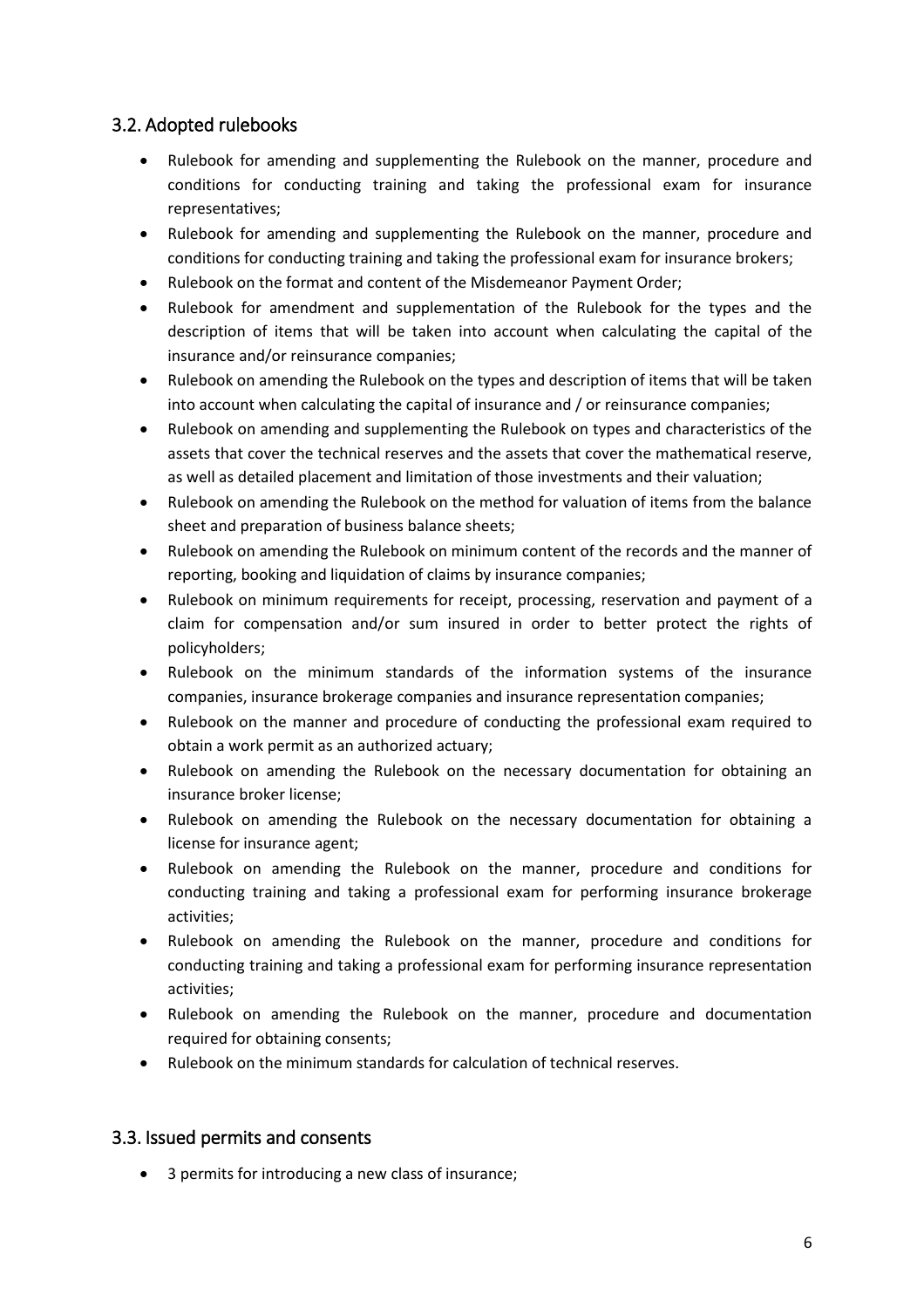## 3.2. Adopted rulebooks

- Rulebook for amending and supplementing the Rulebook on the manner, procedure and conditions for conducting training and taking the professional exam for insurance representatives;
- Rulebook for amending and supplementing the Rulebook on the manner, procedure and conditions for conducting training and taking the professional exam for insurance brokers;
- Rulebook on the format and content of the Misdemeanor Payment Order;
- Rulebook for amendment and supplementation of the Rulebook for the types and the description of items that will be taken into account when calculating the capital of the insurance and/or reinsurance companies;
- Rulebook on amending the Rulebook on the types and description of items that will be taken into account when calculating the capital of insurance and / or reinsurance companies;
- Rulebook on amending and supplementing the Rulebook on types and characteristics of the assets that cover the technical reserves and the assets that cover the mathematical reserve, as well as detailed placement and limitation of those investments and their valuation;
- Rulebook on amending the Rulebook on the method for valuation of items from the balance sheet and preparation of business balance sheets;
- Rulebook on amending the Rulebook on minimum content of the records and the manner of reporting, booking and liquidation of claims by insurance companies;
- Rulebook on minimum requirements for receipt, processing, reservation and payment of a claim for compensation and/or sum insured in order to better protect the rights of policyholders;
- Rulebook on the minimum standards of the information systems of the insurance companies, insurance brokerage companies and insurance representation companies;
- Rulebook on the manner and procedure of conducting the professional exam required to obtain a work permit as an authorized actuary;
- Rulebook on amending the Rulebook on the necessary documentation for obtaining an insurance broker license;
- Rulebook on amending the Rulebook on the necessary documentation for obtaining a license for insurance agent;
- Rulebook on amending the Rulebook on the manner, procedure and conditions for conducting training and taking a professional exam for performing insurance brokerage activities;
- Rulebook on amending the Rulebook on the manner, procedure and conditions for conducting training and taking a professional exam for performing insurance representation activities;
- Rulebook on amending the Rulebook on the manner, procedure and documentation required for obtaining consents;
- Rulebook on the minimum standards for calculation of technical reserves.

## 3.3. Issued permits and consents

- 3 permits for introducing a new class of insurance;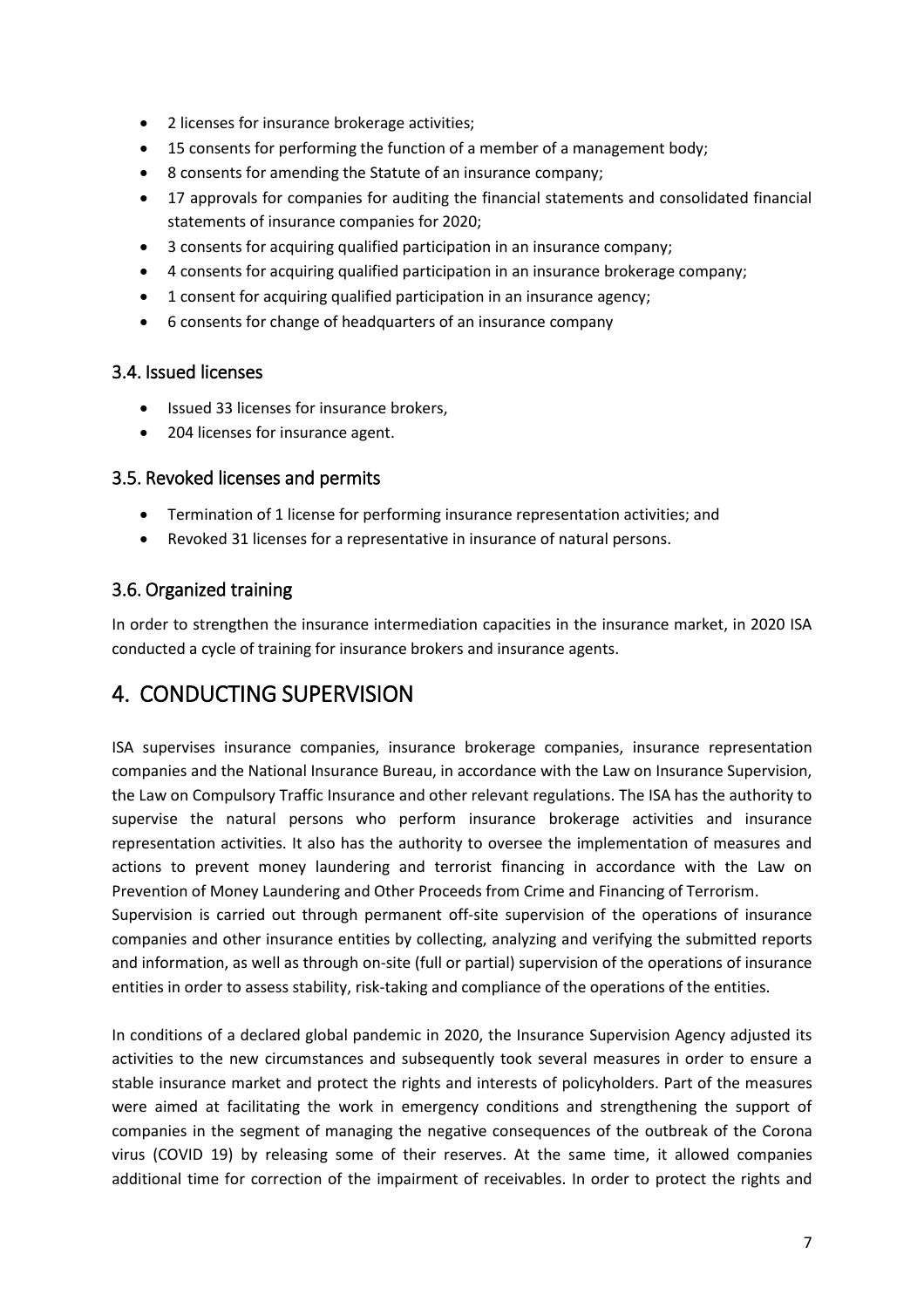- 2 licenses for insurance brokerage activities;
- 15 consents for performing the function of a member of a management body;
- 8 consents for amending the Statute of an insurance company;
- 17 approvals for companies for auditing the financial statements and consolidated financial statements of insurance companies for 2020;
- 3 consents for acquiring qualified participation in an insurance company;
- 4 consents for acquiring qualified participation in an insurance brokerage company;
- 1 consent for acquiring qualified participation in an insurance agency;
- 6 consents for change of headquarters of an insurance company

### 3.4. Issued licenses

- Issued 33 licenses for insurance brokers,
- 204 licenses for insurance agent.

### 3.5. Revoked licenses and permits

- Termination of 1 license for performing insurance representation activities; and
- Revoked 31 licenses for a representative in insurance of natural persons.

### 3.6. Organized training

In order to strengthen the insurance intermediation capacities in the insurance market, in 2020 ISA conducted a cycle of training for insurance brokers and insurance agents.

## 4. CONDUCTING SUPERVISION

ISA supervises insurance companies, insurance brokerage companies, insurance representation companies and the National Insurance Bureau, in accordance with the Law on Insurance Supervision, the Law on Compulsory Traffic Insurance and other relevant regulations. The ISA has the authority to supervise the natural persons who perform insurance brokerage activities and insurance representation activities. It also has the authority to oversee the implementation of measures and actions to prevent money laundering and terrorist financing in accordance with the Law on Prevention of Money Laundering and Other Proceeds from Crime and Financing of Terrorism.

Supervision is carried out through permanent off-site supervision of the operations of insurance companies and other insurance entities by collecting, analyzing and verifying the submitted reports and information, as well as through on-site (full or partial) supervision of the operations of insurance entities in order to assess stability, risk-taking and compliance of the operations of the entities.

In conditions of a declared global pandemic in 2020, the Insurance Supervision Agency adjusted its activities to the new circumstances and subsequently took several measures in order to ensure a stable insurance market and protect the rights and interests of policyholders. Part of the measures were aimed at facilitating the work in emergency conditions and strengthening the support of companies in the segment of managing the negative consequences of the outbreak of the Corona virus (COVID 19) by releasing some of their reserves. At the same time, it allowed companies additional time for correction of the impairment of receivables. In order to protect the rights and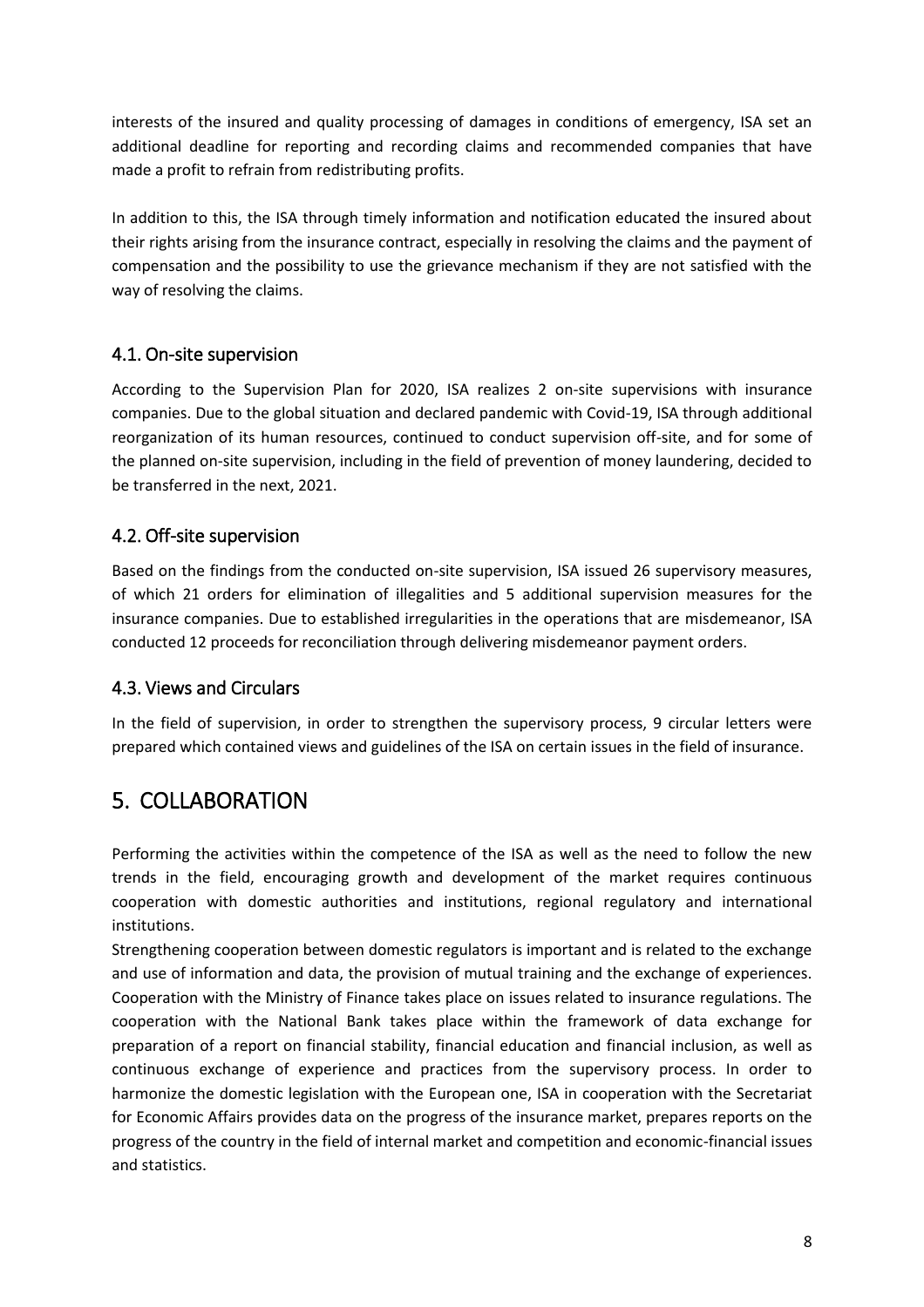interests of the insured and quality processing of damages in conditions of emergency, ISA set an additional deadline for reporting and recording claims and recommended companies that have made a profit to refrain from redistributing profits.

In addition to this, the ISA through timely information and notification educated the insured about their rights arising from the insurance contract, especially in resolving the claims and the payment of compensation and the possibility to use the grievance mechanism if they are not satisfied with the way of resolving the claims.

### 4.1. On-site supervision

According to the Supervision Plan for 2020, ISA realizes 2 on-site supervisions with insurance companies. Due to the global situation and declared pandemic with Covid-19, ISA through additional reorganization of its human resources, continued to conduct supervision off-site, and for some of the planned on-site supervision, including in the field of prevention of money laundering, decided to be transferred in the next, 2021.

### 4.2. Off-site supervision

Based on the findings from the conducted on-site supervision, ISA issued 26 supervisory measures, of which 21 orders for elimination of illegalities and 5 additional supervision measures for the insurance companies. Due to established irregularities in the operations that are misdemeanor, ISA conducted 12 proceeds for reconciliation through delivering misdemeanor payment orders.

### 4.3. Views and Circulars

In the field of supervision, in order to strengthen the supervisory process, 9 circular letters were prepared which contained views and guidelines of the ISA on certain issues in the field of insurance.

## 5. COLLABORATION

Performing the activities within the competence of the ISA as well as the need to follow the new trends in the field, encouraging growth and development of the market requires continuous cooperation with domestic authorities and institutions, regional regulatory and international institutions.

Strengthening cooperation between domestic regulators is important and is related to the exchange and use of information and data, the provision of mutual training and the exchange of experiences. Cooperation with the Ministry of Finance takes place on issues related to insurance regulations. The cooperation with the National Bank takes place within the framework of data exchange for preparation of a report on financial stability, financial education and financial inclusion, as well as continuous exchange of experience and practices from the supervisory process. In order to harmonize the domestic legislation with the European one, ISA in cooperation with the Secretariat for Economic Affairs provides data on the progress of the insurance market, prepares reports on the progress of the country in the field of internal market and competition and economic-financial issues and statistics.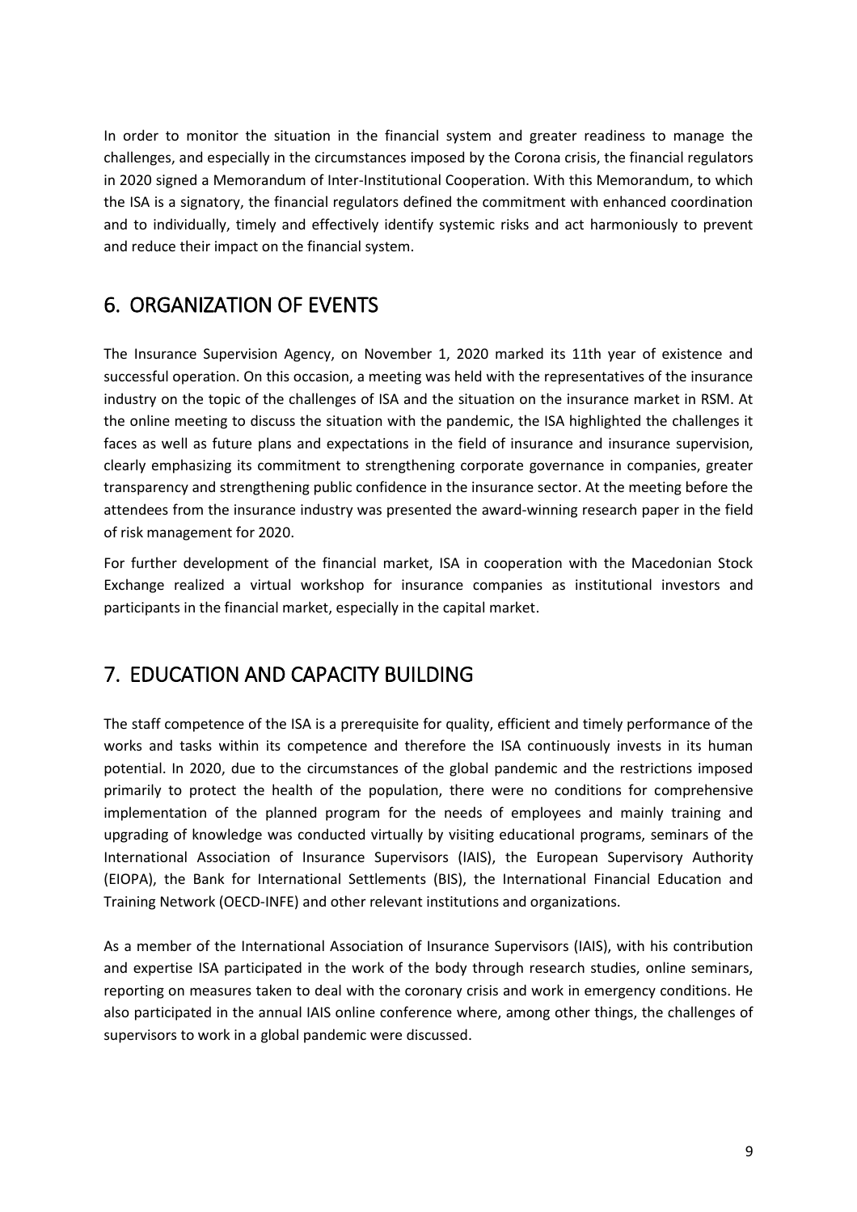In order to monitor the situation in the financial system and greater readiness to manage the challenges, and especially in the circumstances imposed by the Corona crisis, the financial regulators in 2020 signed a Memorandum of Inter-Institutional Cooperation. With this Memorandum, to which the ISA is a signatory, the financial regulators defined the commitment with enhanced coordination and to individually, timely and effectively identify systemic risks and act harmoniously to prevent and reduce their impact on the financial system.

# 6. ORGANIZATION OF EVENTS

The Insurance Supervision Agency, on November 1, 2020 marked its 11th year of existence and successful operation. On this occasion, a meeting was held with the representatives of the insurance industry on the topic of the challenges of ISA and the situation on the insurance market in RSM. At the online meeting to discuss the situation with the pandemic, the ISA highlighted the challenges it faces as well as future plans and expectations in the field of insurance and insurance supervision, clearly emphasizing its commitment to strengthening corporate governance in companies, greater transparency and strengthening public confidence in the insurance sector. At the meeting before the attendees from the insurance industry was presented the award-winning research paper in the field of risk management for 2020.

For further development of the financial market, ISA in cooperation with the Macedonian Stock Exchange realized a virtual workshop for insurance companies as institutional investors and participants in the financial market, especially in the capital market.

# 7. EDUCATION AND CAPACITY BUILDING

The staff competence of the ISA is a prerequisite for quality, efficient and timely performance of the works and tasks within its competence and therefore the ISA continuously invests in its human potential. In 2020, due to the circumstances of the global pandemic and the restrictions imposed primarily to protect the health of the population, there were no conditions for comprehensive implementation of the planned program for the needs of employees and mainly training and upgrading of knowledge was conducted virtually by visiting educational programs, seminars of the International Association of Insurance Supervisors (IAIS), the European Supervisory Authority (EIOPA), the Bank for International Settlements (BIS), the International Financial Education and Training Network (OECD-INFE) and other relevant institutions and organizations.

As a member of the International Association of Insurance Supervisors (IAIS), with his contribution and expertise ISA participated in the work of the body through research studies, online seminars, reporting on measures taken to deal with the coronary crisis and work in emergency conditions. He also participated in the annual IAIS online conference where, among other things, the challenges of supervisors to work in a global pandemic were discussed.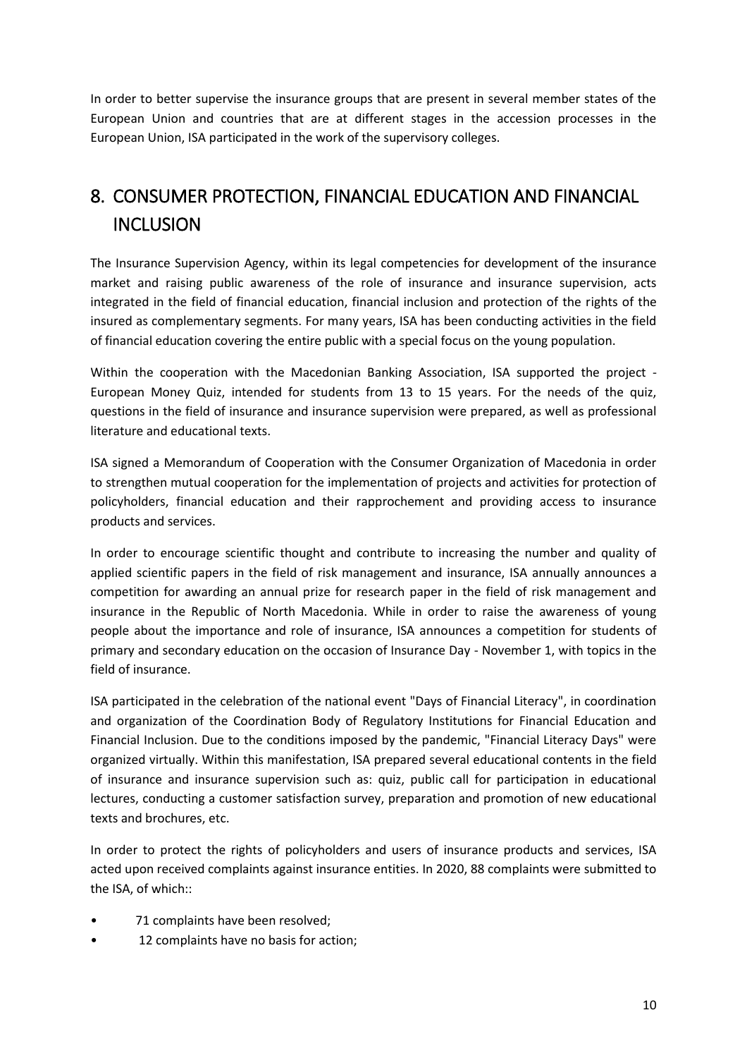In order to better supervise the insurance groups that are present in several member states of the European Union and countries that are at different stages in the accession processes in the European Union, ISA participated in the work of the supervisory colleges.

# 8. CONSUMER PROTECTION, FINANCIAL EDUCATION AND FINANCIAL INCLUSION

The Insurance Supervision Agency, within its legal competencies for development of the insurance market and raising public awareness of the role of insurance and insurance supervision, acts integrated in the field of financial education, financial inclusion and protection of the rights of the insured as complementary segments. For many years, ISA has been conducting activities in the field of financial education covering the entire public with a special focus on the young population.

Within the cooperation with the Macedonian Banking Association, ISA supported the project - European Money Quiz, intended for students from 13 to 15 years. For the needs of the quiz, questions in the field of insurance and insurance supervision were prepared, as well as professional literature and educational texts.

ISA signed a Memorandum of Cooperation with the Consumer Organization of Macedonia in order to strengthen mutual cooperation for the implementation of projects and activities for protection of policyholders, financial education and their rapprochement and providing access to insurance products and services.

In order to encourage scientific thought and contribute to increasing the number and quality of applied scientific papers in the field of risk management and insurance, ISA annually announces a competition for awarding an annual prize for research paper in the field of risk management and insurance in the Republic of North Macedonia. While in order to raise the awareness of young people about the importance and role of insurance, ISA announces a competition for students of primary and secondary education on the occasion of Insurance Day - November 1, with topics in the field of insurance.

ISA participated in the celebration of the national event "Days of Financial Literacy", in coordination and organization of the Coordination Body of Regulatory Institutions for Financial Education and Financial Inclusion. Due to the conditions imposed by the pandemic, "Financial Literacy Days" were organized virtually. Within this manifestation, ISA prepared several educational contents in the field of insurance and insurance supervision such as: quiz, public call for participation in educational lectures, conducting a customer satisfaction survey, preparation and promotion of new educational texts and brochures, etc.

In order to protect the rights of policyholders and users of insurance products and services, ISA acted upon received complaints against insurance entities. In 2020, 88 complaints were submitted to the ISA, of which::

- 71 complaints have been resolved;
- 12 complaints have no basis for action;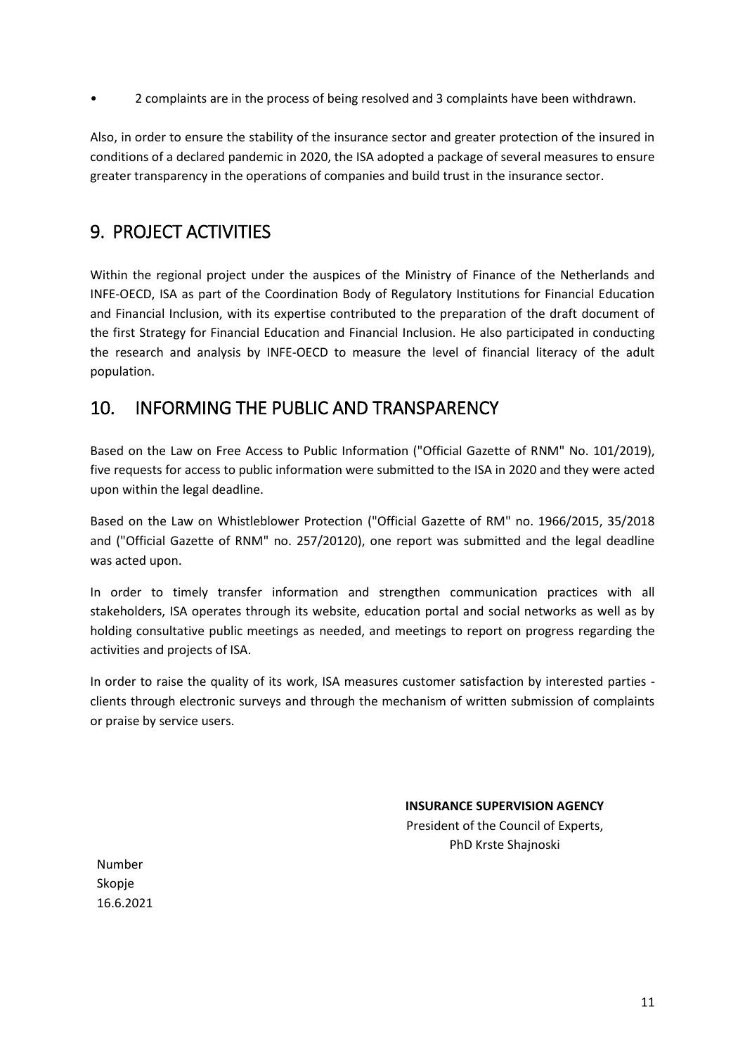- 2 complaints are in the process of being resolved and 3 complaints have been withdrawn.

Also, in order to ensure the stability of the insurance sector and greater protection of the insured in conditions of a declared pandemic in 2020, the ISA adopted a package of several measures to ensure greater transparency in the operations of companies and build trust in the insurance sector.

## 9. PROJECT ACTIVITIES

Within the regional project under the auspices of the Ministry of Finance of the Netherlands and INFE-OECD, ISA as part of the Coordination Body of Regulatory Institutions for Financial Education and Financial Inclusion, with its expertise contributed to the preparation of the draft document of the first Strategy for Financial Education and Financial Inclusion. He also participated in conducting the research and analysis by INFE-OECD to measure the level of financial literacy of the adult population.

## 10. INFORMING THE PUBLIC AND TRANSPARENCY

Based on the Law on Free Access to Public Information ("Official Gazette of RNM" No. 101/2019), five requests for access to public information were submitted to the ISA in 2020 and they were acted upon within the legal deadline.

Based on the Law on Whistleblower Protection ("Official Gazette of RM" no. 1966/2015, 35/2018 and ("Official Gazette of RNM" no. 257/20120), one report was submitted and the legal deadline was acted upon.

In order to timely transfer information and strengthen communication practices with all stakeholders, ISA operates through its website, education portal and social networks as well as by holding consultative public meetings as needed, and meetings to report on progress regarding the activities and projects of ISA.

In order to raise the quality of its work, ISA measures customer satisfaction by interested parties - clients through electronic surveys and through the mechanism of written submission of complaints or praise by service users.

**INSURANCE SUPERVISION AGENCY**
President of the Council of Experts,
PhD Krste Shajnoski

Number
Skopje
16.6.2021